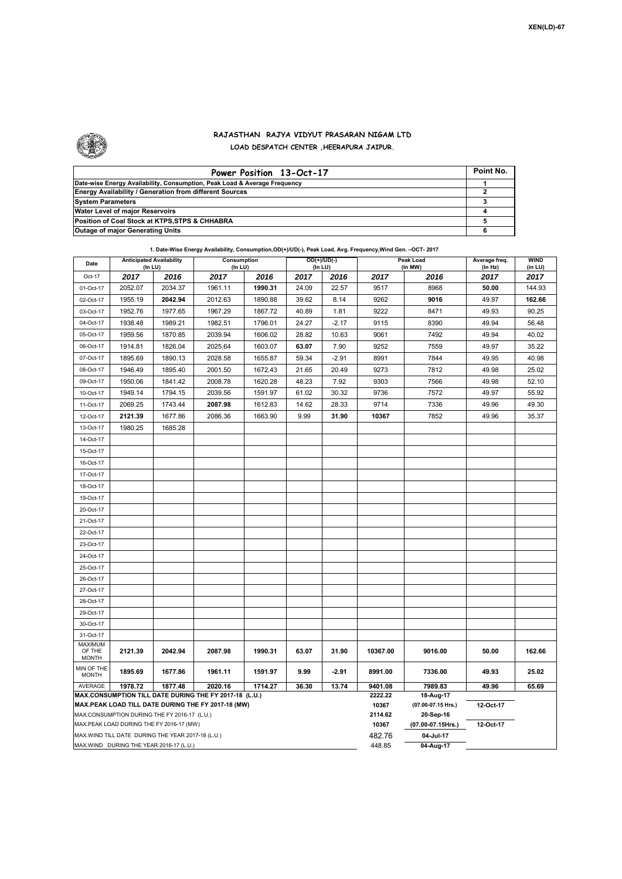XEN(LD)-67

# RAJASTHAN RAJYA VIDYUT PRASARAN NIGAM LTD

## LOAD DESPATCH CENTER ,HEERAPURA JAIPUR.

| Power Position 13-Oct-17 | Point No. |
|---|---|
| Date-wise Energy Availability, Consumption, Peak Load & Average Frequency | 1 |
| Energy Availability / Generation from different Sources | 2 |
| System Parameters | 3 |
| Water Level of major Reservoirs | 4 |
| Position of Coal Stock at KTPS,STPS & CHHABRA | 5 |
| Outage of major Generating Units | 6 |

**1. Date-Wise Energy Availability, Consumption,OD(+)/UD(-), Peak Load, Avg. Frequency,Wind Gen. –OCT- 2017**

| Date | Anticipated Availability (In LU) | | Consumption (In LU) | | OD(+)/UD(-) (In LU) | | Peak Load (In MW) | | Average freq. (In Hz) | WIND (in LU) |
|---|---|---|---|---|---|---|---|---|---|---|
| Oct-17 | 2017 | 2016 | 2017 | 2016 | 2017 | 2016 | 2017 | 2016 | 2017 | 2017 |
| 01-Oct-17 | 2052.07 | 2034.37 | 1961.11 | **1990.31** | 24.09 | 22.57 | 9517 | 8968 | **50.00** | 144.93 |
| 02-Oct-17 | 1955.19 | **2042.94** | 2012.63 | 1890.88 | 39.62 | 8.14 | 9262 | **9016** | 49.97 | 162.66 |
| 03-Oct-17 | 1952.76 | 1977.65 | 1967.29 | 1867.72 | 40.89 | 1.81 | 9222 | 8471 | 49.93 | 90.25 |
| 04-Oct-17 | 1938.48 | 1989.21 | 1982.51 | 1796.01 | 24.27 | -2.17 | 9115 | 8390 | 49.94 | 56.48 |
| 05-Oct-17 | 1959.56 | 1870.85 | 2039.94 | 1606.02 | 28.82 | 10.63 | 9061 | 7492 | 49.94 | 40.02 |
| 06-Oct-17 | 1914.81 | 1826.04 | 2025.64 | 1603.07 | **63.07** | 7.90 | 9252 | 7559 | 49.97 | 35.22 |
| 07-Oct-17 | 1895.69 | 1890.13 | 2028.58 | 1655.87 | 59.34 | -2.91 | 8991 | 7844 | 49.95 | 40.98 |
| 08-Oct-17 | 1946.49 | 1895.40 | 2001.50 | 1672.43 | 21.65 | 20.49 | 9273 | 7812 | 49.98 | 25.02 |
| 09-Oct-17 | 1950.06 | 1841.42 | 2008.78 | 1620.28 | 48.23 | 7.92 | 9303 | 7566 | 49.98 | 52.10 |
| 10-Oct-17 | 1949.14 | 1794.15 | 2039.56 | 1591.97 | 61.02 | 30.32 | 9736 | 7572 | 49.97 | 55.92 |
| 11-Oct-17 | 2069.25 | 1743.44 | **2087.98** | 1612.83 | 14.62 | 28.33 | 9714 | 7336 | 49.96 | 49.30 |
| 12-Oct-17 | **2121.39** | 1677.86 | 2086.36 | 1663.90 | 9.99 | **31.90** | **10367** | 7852 | 49.96 | 35.37 |
| 13-Oct-17 | 1980.25 | 1685.28 | | | | | | | | |
| 14-Oct-17 | | | | | | | | | | |
| 15-Oct-17 | | | | | | | | | | |
| 16-Oct-17 | | | | | | | | | | |
| 17-Oct-17 | | | | | | | | | | |
| 18-Oct-17 | | | | | | | | | | |
| 19-Oct-17 | | | | | | | | | | |
| 20-Oct-17 | | | | | | | | | | |
| 21-Oct-17 | | | | | | | | | | |
| 22-Oct-17 | | | | | | | | | | |
| 23-Oct-17 | | | | | | | | | | |
| 24-Oct-17 | | | | | | | | | | |
| 25-Oct-17 | | | | | | | | | | |
| 26-Oct-17 | | | | | | | | | | |
| 27-Oct-17 | | | | | | | | | | |
| 28-Oct-17 | | | | | | | | | | |
| 29-Oct-17 | | | | | | | | | | |
| 30-Oct-17 | | | | | | | | | | |
| 31-Oct-17 | | | | | | | | | | |
| MAXIMUM OF THE MONTH | 2121.39 | 2042.94 | 2087.98 | 1990.31 | 63.07 | 31.90 | 10367.00 | 9016.00 | 50.00 | 162.66 |
| MIN OF THE MONTH | 1895.69 | 1677.86 | 1961.11 | 1591.97 | 9.99 | -2.91 | 8991.00 | 7336.00 | 49.93 | 25.02 |
| AVERAGE | 1978.72 | 1877.48 | 2020.16 | 1714.27 | 36.30 | 13.74 | 9401.08 | 7989.83 | 49.96 | 65.69 |
| MAX.CONSUMPTION TILL DATE DURING THE FY 2017-18 (L.U.) | | | | | | | 2222.22 | 18-Aug-17 | | |
| MAX.PEAK LOAD TILL DATE DURING THE FY 2017-18 (MW) | | | | | | | 10367 | (07.00-07.15 Hrs.) | 12-Oct-17 | |
| MAX.CONSUMPTION DURING THE FY 2016-17 (L.U.) | | | | | | | 2114.62 | 20-Sep-16 | | |
| MAX.PEAK LOAD DURING THE FY 2016-17 (MW) | | | | | | | 10367 | (07.00-07.15Hrs.) | 12-Oct-17 | |
| MAX.WIND TILL DATE DURING THE YEAR 2017-18 (L.U.) | | | | | | | 482.76 | 04-Jul-17 | | |
| MAX.WIND DURING THE YEAR 2016-17 (L.U.) | | | | | | | 448.85 | 04-Aug-17 | | |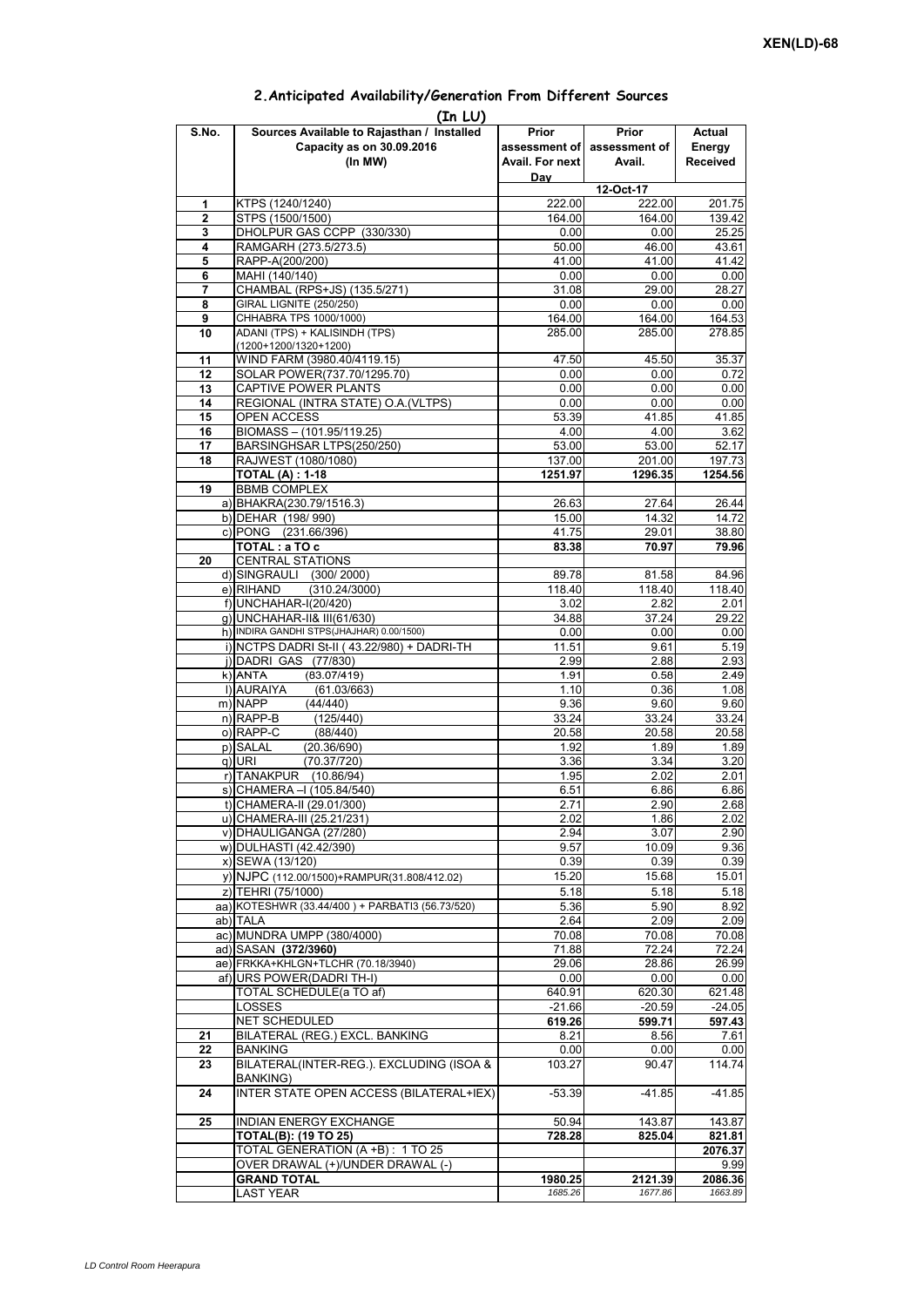## 2.Anticipated Availability/Generation From Different Sources

(In LU)

| S.No. | Sources Available to Rajasthan / Installed Capacity as on 30.09.2016 (In MW) | Prior assessment of Avail. For next Day | Prior assessment of Avail. | Actual Energy Received |
|---|---|---|---|---|
| | | | 12-Oct-17 | |
| 1 | KTPS (1240/1240) | 222.00 | 222.00 | 201.75 |
| 2 | STPS (1500/1500) | 164.00 | 164.00 | 139.42 |
| 3 | DHOLPUR GAS CCPP (330/330) | 0.00 | 0.00 | 25.25 |
| 4 | RAMGARH (273.5/273.5) | 50.00 | 46.00 | 43.61 |
| 5 | RAPP-A(200/200) | 41.00 | 41.00 | 41.42 |
| 6 | MAHI (140/140) | 0.00 | 0.00 | 0.00 |
| 7 | CHAMBAL (RPS+JS) (135.5/271) | 31.08 | 29.00 | 28.27 |
| 8 | GIRAL LIGNITE (250/250) | 0.00 | 0.00 | 0.00 |
| 9 | CHHABRA TPS 1000/1000) | 164.00 | 164.00 | 164.53 |
| 10 | ADANI (TPS) + KALISINDH (TPS) (1200+1200/1320+1200) | 285.00 | 285.00 | 278.85 |
| 11 | WIND FARM (3980.40/4119.15) | 47.50 | 45.50 | 35.37 |
| 12 | SOLAR POWER(737.70/1295.70) | 0.00 | 0.00 | 0.72 |
| 13 | CAPTIVE POWER PLANTS | 0.00 | 0.00 | 0.00 |
| 14 | REGIONAL (INTRA STATE) O.A.(VLTPS) | 0.00 | 0.00 | 0.00 |
| 15 | OPEN ACCESS | 53.39 | 41.85 | 41.85 |
| 16 | BIOMASS – (101.95/119.25) | 4.00 | 4.00 | 3.62 |
| 17 | BARSINGHSAR LTPS(250/250) | 53.00 | 53.00 | 52.17 |
| 18 | RAJWEST (1080/1080) | 137.00 | 201.00 | 197.73 |
| | **TOTAL (A) : 1-18** | **1251.97** | **1296.35** | **1254.56** |
| 19 | BBMB COMPLEX | | | |
| | a) BHAKRA(230.79/1516.3) | 26.63 | 27.64 | 26.44 |
| | b) DEHAR (198/ 990) | 15.00 | 14.32 | 14.72 |
| | c) PONG (231.66/396) | 41.75 | 29.01 | 38.80 |
| | **TOTAL : a TO c** | **83.38** | **70.97** | **79.96** |
| 20 | CENTRAL STATIONS | | | |
| | d) SINGRAULI (300/ 2000) | 89.78 | 81.58 | 84.96 |
| | e) RIHAND (310.24/3000) | 118.40 | 118.40 | 118.40 |
| | f) UNCHAHAR-I(20/420) | 3.02 | 2.82 | 2.01 |
| | g) UNCHAHAR-II& III(61/630) | 34.88 | 37.24 | 29.22 |
| | h) INDIRA GANDHI STPS(JHAJHAR) 0.00/1500) | 0.00 | 0.00 | 0.00 |
| | i) NCTPS DADRI St-II ( 43.22/980) + DADRI-TH | 11.51 | 9.61 | 5.19 |
| | j) DADRI GAS (77/830) | 2.99 | 2.88 | 2.93 |
| | k) ANTA (83.07/419) | 1.91 | 0.58 | 2.49 |
| | l) AURAIYA (61.03/663) | 1.10 | 0.36 | 1.08 |
| | m) NAPP (44/440) | 9.36 | 9.60 | 9.60 |
| | n) RAPP-B (125/440) | 33.24 | 33.24 | 33.24 |
| | o) RAPP-C (88/440) | 20.58 | 20.58 | 20.58 |
| | p) SALAL (20.36/690) | 1.92 | 1.89 | 1.89 |
| | q) URI (70.37/720) | 3.36 | 3.34 | 3.20 |
| | r) TANAKPUR (10.86/94) | 1.95 | 2.02 | 2.01 |
| | s) CHAMERA –I (105.84/540) | 6.51 | 6.86 | 6.86 |
| | t) CHAMERA-II (29.01/300) | 2.71 | 2.90 | 2.68 |
| | u) CHAMERA-III (25.21/231) | 2.02 | 1.86 | 2.02 |
| | v) DHAULIGANGA (27/280) | 2.94 | 3.07 | 2.90 |
| | w) DULHASTI (42.42/390) | 9.57 | 10.09 | 9.36 |
| | x) SEWA (13/120) | 0.39 | 0.39 | 0.39 |
| | y) NJPC (112.00/1500)+RAMPUR(31.808/412.02) | 15.20 | 15.68 | 15.01 |
| | z) TEHRI (75/1000) | 5.18 | 5.18 | 5.18 |
| | aa) KOTESHWR (33.44/400 ) + PARBATI3 (56.73/520) | 5.36 | 5.90 | 8.92 |
| | ab) TALA | 2.64 | 2.09 | 2.09 |
| | ac) MUNDRA UMPP (380/4000) | 70.08 | 70.08 | 70.08 |
| | ad) SASAN **(372/3960)** | 71.88 | 72.24 | 72.24 |
| | ae) FRKKA+KHLGN+TLCHR (70.18/3940) | 29.06 | 28.86 | 26.99 |
| | af) URS POWER(DADRI TH-I) | 0.00 | 0.00 | 0.00 |
| | TOTAL SCHEDULE(a TO af) | 640.91 | 620.30 | 621.48 |
| | LOSSES | -21.66 | -20.59 | -24.05 |
| | NET SCHEDULED | 619.26 | 599.71 | 597.43 |
| 21 | BILATERAL (REG.) EXCL. BANKING | 8.21 | 8.56 | 7.61 |
| 22 | BANKING | 0.00 | 0.00 | 0.00 |
| 23 | BILATERAL(INTER-REG.). EXCLUDING (ISOA & BANKING) | 103.27 | 90.47 | 114.74 |
| 24 | INTER STATE OPEN ACCESS (BILATERAL+IEX) | -53.39 | -41.85 | -41.85 |
| 25 | INDIAN ENERGY EXCHANGE | 50.94 | 143.87 | 143.87 |
| | **TOTAL(B): (19 TO 25)** | **728.28** | **825.04** | **821.81** |
| | TOTAL GENERATION (A +B) : 1 TO 25 | | | **2076.37** |
| | OVER DRAWAL (+)/UNDER DRAWAL (-) | | | 9.99 |
| | **GRAND TOTAL** | **1980.25** | **2121.39** | **2086.36** |
| | LAST YEAR | *1685.26* | *1677.86* | *1663.89* |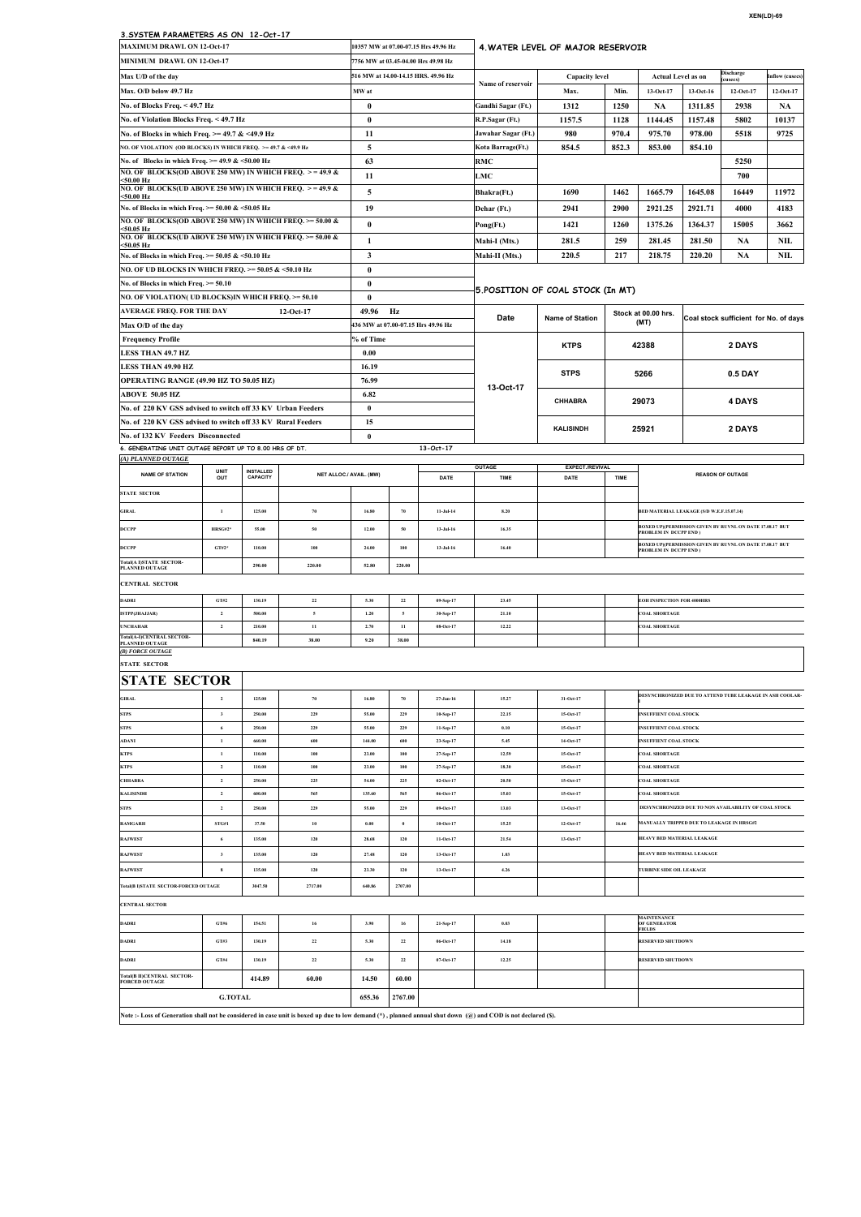XEN(LD)-69

## 3.SYSTEM PARAMETERS AS ON 12-Oct-17

| | | |
|---|---|---|
| MAXIMUM DRAWL ON 12-Oct-17 | | 10357 MW at 07.00-07.15 Hrs 49.96 Hz |
| MINIMUM DRAWL ON 12-Oct-17 | | 7756 MW at 03.45-04.00 Hrs 49.98 Hz |
| Max U/D of the day | | 516 MW at 14.00-14.15 HRS. 49.96 Hz |
| Max. O/D below 49.7 Hz | | MW at |
| No. of Blocks Freq. < 49.7 Hz | | 0 |
| No. of Violation Blocks Freq. < 49.7 Hz | | 0 |
| No. of Blocks in which Freq. >= 49.7 & <49.9 Hz | | 11 |
| NO. OF VIOLATION (OD BLOCKS) IN WHICH FREQ. >= 49.7 & <49.9 Hz | | 5 |
| No. of Blocks in which Freq. >= 49.9 & <50.00 Hz | | 63 |
| NO. OF BLOCKS(OD ABOVE 250 MW) IN WHICH FREQ. >= 49.9 & <50.00 Hz | | 11 |
| NO. OF BLOCKS(UD ABOVE 250 MW) IN WHICH FREQ. >= 49.9 & <50.00 Hz | | 5 |
| No. of Blocks in which Freq. >= 50.00 & <50.05 Hz | | 19 |
| NO. OF BLOCKS(OD ABOVE 250 MW) IN WHICH FREQ. >= 50.00 & <50.05 Hz | | 0 |
| NO. OF BLOCKS(UD ABOVE 250 MW) IN WHICH FREQ. >= 50.00 & <50.05 Hz | | 1 |
| No. of Blocks in which Freq. >= 50.05 & <50.10 Hz | | 3 |
| NO. OF UD BLOCKS IN WHICH FREQ. >= 50.05 & <50.10 Hz | | 0 |
| No. of Blocks in which Freq. >= 50.10 | | 0 |
| NO. OF VIOLATION( UD BLOCKS)IN WHICH FREQ. >= 50.10 | | 0 |
| AVERAGE FREQ. FOR THE DAY | 12-Oct-17 | 49.96 Hz |
| Max O/D of the day | | 436 MW at 07.00-07.15 Hrs 49.96 Hz |
| Frequency Profile | | % of Time |
| LESS THAN 49.7 HZ | | 0.00 |
| LESS THAN 49.90 HZ | | 16.19 |
| OPERATING RANGE (49.90 HZ TO 50.05 HZ) | | 76.99 |
| ABOVE 50.05 HZ | | 6.82 |
| No. of 220 KV GSS advised to switch off 33 KV Urban Feeders | | 0 |
| No. of 220 KV GSS advised to switch off 33 KV Rural Feeders | | 15 |
| No. of 132 KV Feeders Disconnected | | 0 |

## 4.WATER LEVEL OF MAJOR RESERVOIR

| Name of reservoir | Capacity level | | Actual Level as on | | Discharge (cusecs) | Inflow (cusecs) |
|---|---|---|---|---|---|---|
| | Max. | Min. | 13-Oct-17 | 13-Oct-16 | 12-Oct-17 | 12-Oct-17 |
| Gandhi Sagar (Ft.) | 1312 | 1250 | NA | 1311.85 | 2938 | NA |
| R.P.Sagar (Ft.) | 1157.5 | 1128 | 1144.45 | 1157.48 | 5802 | 10137 |
| Jawahar Sagar (Ft.) | 980 | 970.4 | 975.70 | 978.00 | 5518 | 9725 |
| Kota Barrage(Ft.) | 854.5 | 852.3 | 853.00 | 854.10 | | |
| RMC | | | | | 5250 | |
| LMC | | | | | 700 | |
| Bhakra(Ft.) | 1690 | 1462 | 1665.79 | 1645.08 | 16449 | 11972 |
| Dehar (Ft.) | 2941 | 2900 | 2921.25 | 2921.71 | 4000 | 4183 |
| Pong(Ft.) | 1421 | 1260 | 1375.26 | 1364.37 | 15005 | 3662 |
| Mahi-I (Mts.) | 281.5 | 259 | 281.45 | 281.50 | NA | NIL |
| Mahi-II (Mts.) | 220.5 | 217 | 218.75 | 220.20 | NA | NIL |

## 5.POSITION OF COAL STOCK (In MT)

| Date | Name of Station | Stock at 00.00 hrs. (MT) | Coal stock sufficient for No. of days |
|---|---|---|---|
| 13-Oct-17 | KTPS | 42388 | 2 DAYS |
| | STPS | 5266 | 0.5 DAY |
| | CHHABRA | 29073 | 4 DAYS |
| | KALISINDH | 25921 | 2 DAYS |

## 6. GENERATING UNIT OUTAGE REPORT UP TO 8.00 HRS OF DT. 13-Oct-17

### (A) PLANNED OUTAGE

| NAME OF STATION | UNIT OUT | INSTALLED CAPACITY | NET ALLOC./ AVAIL. (MW) | | | OUTAGE DATE | OUTAGE TIME | EXPECT./REVIVAL DATE | EXPECT./REVIVAL TIME | REASON OF OUTAGE |
|---|---|---|---|---|---|---|---|---|---|---|
| STATE SECTOR | | | | | | | | | | |
| GIRAL | 1 | 125.00 | 70 | 16.80 | 70 | 11-Jul-14 | 8.20 | | | BED MATERIAL LEAKAGE (S/D W.E.F.15.07.14) |
| DCCPP | HRSG#2* | 55.00 | 50 | 12.00 | 50 | 13-Jul-16 | 16.35 | | | BOXED UP(PERMISSION GIVEN BY RUVNL ON DATE 17.08.17 BUT PROBLEM IN DCCPP END ) |
| DCCPP | GT#2* | 110.00 | 100 | 24.00 | 100 | 13-Jul-16 | 16.40 | | | BOXED UP(PERMISSION GIVEN BY RUVNL ON DATE 17.08.17 BUT PROBLEM IN DCCPP END ) |
| Total(A I)STATE SECTOR-PLANNED OUTAGE | | 290.00 | 220.00 | 52.80 | 220.00 | | | | | |
| CENTRAL SECTOR | | | | | | | | | | |
| DADRI | GT#2 | 130.19 | 22 | 5.30 | 22 | 09-Sep-17 | 23.45 | | | EOH INSPECTION FOR 4000HRS |
| ISTPP(JHAJJAR) | 2 | 500.00 | 5 | 1.20 | 5 | 30-Sep-17 | 21.10 | | | COAL SHORTAGE |
| UNCHAHAR | 2 | 210.00 | 11 | 2.70 | 11 | 08-Oct-17 | 12.22 | | | COAL SHORTAGE |
| Total(A-II)CENTRAL SECTOR-PLANNED OUTAGE | | 840.19 | 38.00 | 9.20 | 38.00 | | | | | |

### (B) FORCE OUTAGE

| NAME OF STATION | UNIT OUT | INSTALLED CAPACITY | NET ALLOC./ AVAIL. (MW) | | | OUTAGE DATE | OUTAGE TIME | EXPECT./REVIVAL DATE | EXPECT./REVIVAL TIME | REASON OF OUTAGE |
|---|---|---|---|---|---|---|---|---|---|---|
| STATE SECTOR | | | | | | | | | | |
| GIRAL | 2 | 125.00 | 70 | 16.80 | 70 | 27-Jan-16 | 15.27 | 31-Oct-17 | | DESYNCHRONIZED DUE TO ATTEND TUBE LEAKAGE IN ASH COOLAR-B |
| STPS | 3 | 250.00 | 229 | 55.00 | 229 | 10-Sep-17 | 22.15 | 15-Oct-17 | | INSUFFIENT COAL STOCK |
| STPS | 6 | 250.00 | 229 | 55.00 | 229 | 11-Sep-17 | 0.10 | 15-Oct-17 | | INSUFFIENT COAL STOCK |
| ADANI | 1 | 660.00 | 600 | 144.00 | 600 | 23-Sep-17 | 5.45 | 14-Oct-17 | | INSUFFIENT COAL STOCK |
| KTPS | 1 | 110.00 | 100 | 23.00 | 100 | 27-Sep-17 | 12.59 | 15-Oct-17 | | COAL SHORTAGE |
| KTPS | 2 | 110.00 | 100 | 23.00 | 100 | 27-Sep-17 | 18.30 | 15-Oct-17 | | COAL SHORTAGE |
| CHHABRA | 2 | 250.00 | 225 | 54.00 | 225 | 02-Oct-17 | 20.50 | 15-Oct-17 | | COAL SHORTAGE |
| KALISINDH | 2 | 600.00 | 565 | 135.60 | 565 | 06-Oct-17 | 15.03 | 15-Oct-17 | | COAL SHORTAGE |
| STPS | 2 | 250.00 | 229 | 55.00 | 229 | 09-Oct-17 | 13.03 | 13-Oct-17 | | DESYNCHRONIZED DUE TO NON AVAILABILITY OF COAL STOCK |
| RAMGARH | STG#1 | 37.50 | 10 | 0.00 | 0 | 10-Oct-17 | 15.25 | 12-Oct-17 | 16.46 | MANUALLY TRIPPED DUE TO LEAKAGE IN HRSG#2 |
| RAJWEST | 6 | 135.00 | 120 | 28.68 | 120 | 11-Oct-17 | 21.54 | 13-Oct-17 | | HEAVY BED MATERIAL LEAKAGE |
| RAJWEST | 3 | 135.00 | 120 | 27.48 | 120 | 13-Oct-17 | 1.03 | | | HEAVY BED MATERIAL LEAKAGE |
| RAJWEST | 8 | 135.00 | 120 | 23.30 | 120 | 13-Oct-17 | 6.26 | | | TURBINE SIDE OIL LEAKAGE |
| Total(B I)STATE SECTOR-FORCED OUTAGE | | 3047.50 | 2717.00 | 640.86 | 2707.00 | | | | | |
| CENTRAL SECTOR | | | | | | | | | | |
| DADRI | GT#6 | 154.51 | 16 | 3.90 | 16 | 21-Sep-17 | 0.03 | | | MAINTENANCE OF GENERATOR FIELDS |
| DADRI | GT#3 | 130.19 | 22 | 5.30 | 22 | 06-Oct-17 | 14.18 | | | RESERVED SHUTDOWN |
| DADRI | GT#4 | 130.19 | 22 | 5.30 | 22 | 07-Oct-17 | 12.25 | | | RESERVED SHUTDOWN |
| Total(B II)CENTRAL SECTOR-FORCED OUTAGE | | 414.89 | 60.00 | 14.50 | 60.00 | | | | | |
| G.TOTAL | | | | 655.36 | 2767.00 | | | | | |

Note :- Loss of Generation shall not be considered in case unit is boxed up due to low demand (*) , planned annual shut down (@) and COD is not declared ($).